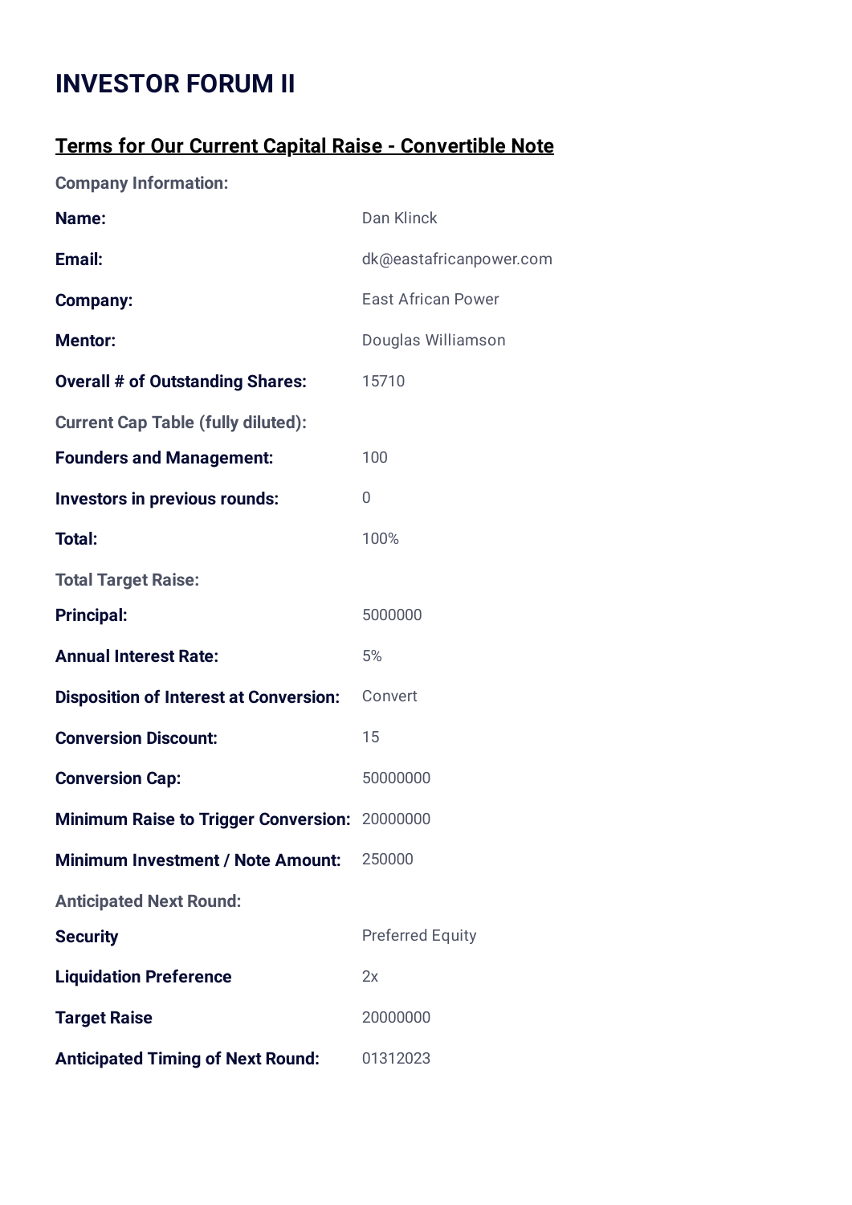# INVESTOR FORUM II

## Terms for Our Current Capital Raise - Convertible Note

**Company Information:**

| | |
|---|---|
| **Name:** | Dan Klinck |
| **Email:** | dk@eastafricanpower.com |
| **Company:** | East African Power |
| **Mentor:** | Douglas Williamson |
| **Overall # of Outstanding Shares:** | 15710 |

**Current Cap Table (fully diluted):**

| | |
|---|---|
| **Founders and Management:** | 100 |
| **Investors in previous rounds:** | 0 |
| **Total:** | 100% |

**Total Target Raise:**

| | |
|---|---|
| **Principal:** | 5000000 |
| **Annual Interest Rate:** | 5% |
| **Disposition of Interest at Conversion:** | Convert |
| **Conversion Discount:** | 15 |
| **Conversion Cap:** | 50000000 |
| **Minimum Raise to Trigger Conversion:** | 20000000 |
| **Minimum Investment / Note Amount:** | 250000 |

**Anticipated Next Round:**

| | |
|---|---|
| **Security** | Preferred Equity |
| **Liquidation Preference** | 2x |
| **Target Raise** | 20000000 |
| **Anticipated Timing of Next Round:** | 01312023 |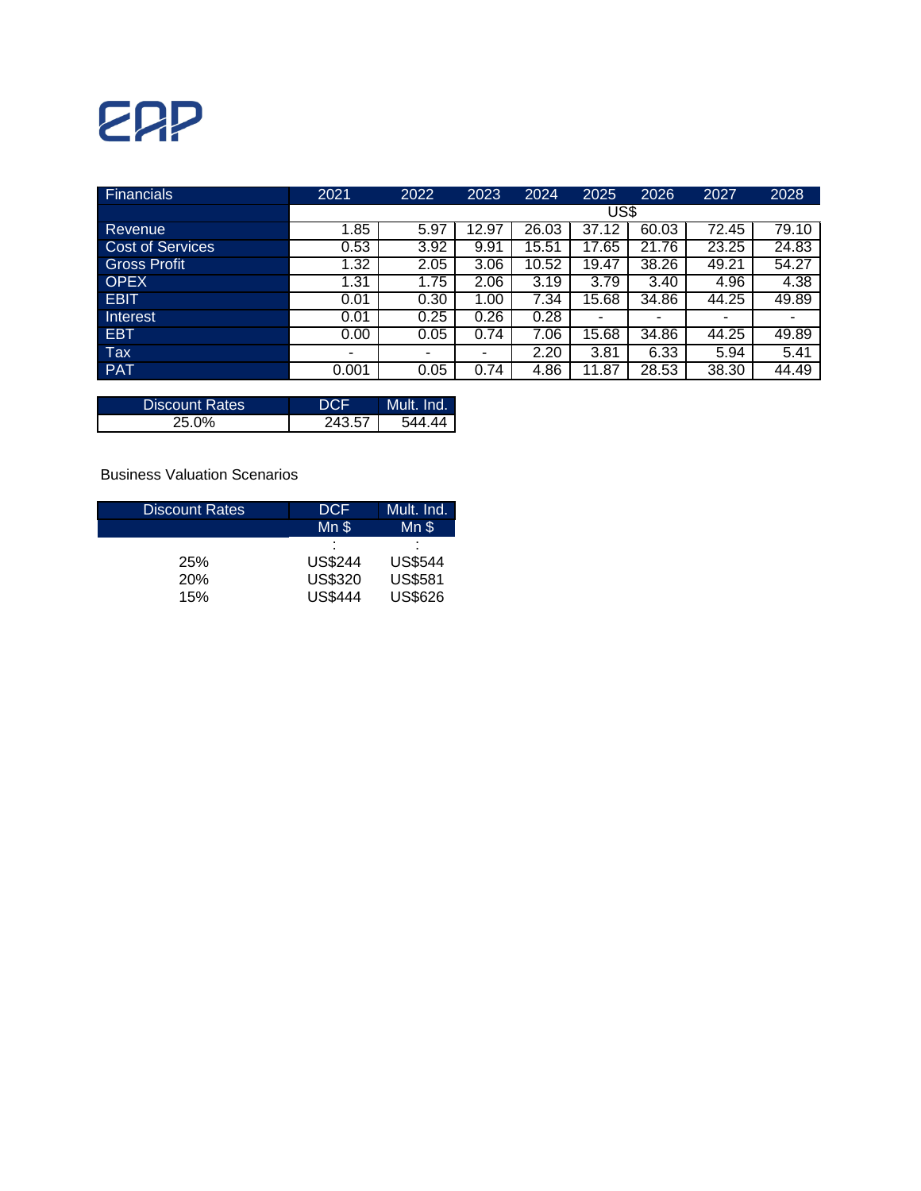EAP

| Financials | 2021 | 2022 | 2023 | 2024 | 2025 | 2026 | 2027 | 2028 |
|---|---|---|---|---|---|---|---|---|
| | US$ | | | | | | | |
| Revenue | 1.85 | 5.97 | 12.97 | 26.03 | 37.12 | 60.03 | 72.45 | 79.10 |
| Cost of Services | 0.53 | 3.92 | 9.91 | 15.51 | 17.65 | 21.76 | 23.25 | 24.83 |
| Gross Profit | 1.32 | 2.05 | 3.06 | 10.52 | 19.47 | 38.26 | 49.21 | 54.27 |
| OPEX | 1.31 | 1.75 | 2.06 | 3.19 | 3.79 | 3.40 | 4.96 | 4.38 |
| EBIT | 0.01 | 0.30 | 1.00 | 7.34 | 15.68 | 34.86 | 44.25 | 49.89 |
| Interest | 0.01 | 0.25 | 0.26 | 0.28 | - | - | - | - |
| EBT | 0.00 | 0.05 | 0.74 | 7.06 | 15.68 | 34.86 | 44.25 | 49.89 |
| Tax | - | - | - | 2.20 | 3.81 | 6.33 | 5.94 | 5.41 |
| PAT | 0.001 | 0.05 | 0.74 | 4.86 | 11.87 | 28.53 | 38.30 | 44.49 |

| Discount Rates | DCF | Mult. Ind. |
|---|---|---|
| 25.0% | 243.57 | 544.44 |

Business Valuation Scenarios

| Discount Rates | DCF | Mult. Ind. |
|---|---|---|
| | Mn $ | Mn $ |
| | : | : |
| 25% | US$244 | US$544 |
| 20% | US$320 | US$581 |
| 15% | US$444 | US$626 |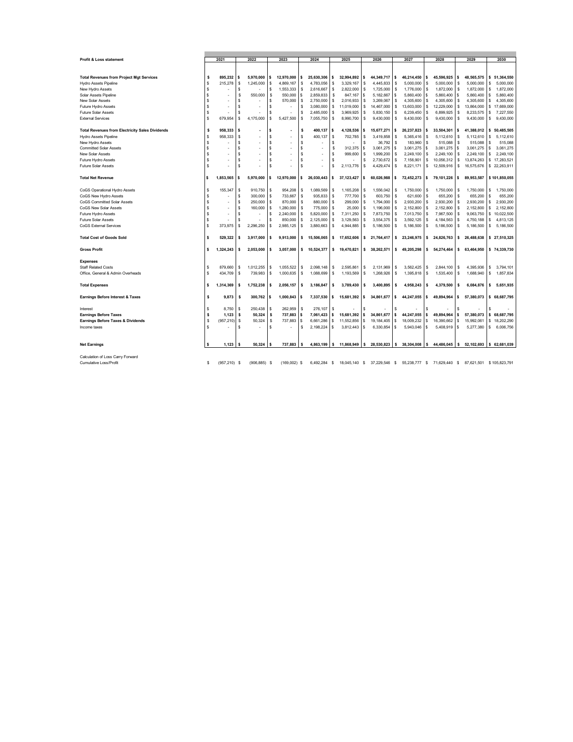| Profit & Loss statement | 2021 | 2022 | 2023 | 2024 | 2025 | 2026 | 2027 | 2028 | 2029 | 2030 |
|---|---|---|---|---|---|---|---|---|---|---|
| **Total Revenues from Project Mgt Services** | **$ 895,232** | **$ 5,970,000** | **$ 12,970,000** | **$ 25,630,306** | **$ 32,994,892** | **$ 44,349,717** | **$ 46,214,450** | **$ 45,596,925** | **$ 48,565,575** | **$ 51,364,550** |
| Hydro Assets Pipeline | $ 215,278 | $ 1,245,000 | $ 4,869,167 | $ 4,783,056 | $ 3,329,167 | $ 4,445,833 | $ 5,000,000 | $ 5,000,000 | $ 5,000,000 | $ 5,000,000 |
| New Hydro Assets | $ - | $ - | $ 1,553,333 | $ 2,616,667 | $ 2,822,000 | $ 1,725,000 | $ 1,776,000 | $ 1,872,000 | $ 1,872,000 | $ 1,872,000 |
| Solar Assets Pipeline | $ - | $ 550,000 | $ 550,000 | $ 2,859,833 | $ 847,167 | $ 5,182,667 | $ 5,860,400 | $ 5,860,400 | $ 5,860,400 | $ 5,860,400 |
| New Solar Assets | $ - | $ - | $ 570,000 | $ 2,750,000 | $ 2,016,933 | $ 3,269,067 | $ 4,305,600 | $ 4,305,600 | $ 4,305,600 | $ 4,305,600 |
| Future Hydro Assets | $ - | $ - | $ - | $ 3,080,000 | $ 11,019,000 | $ 14,467,000 | $ 13,603,000 | $ 12,229,000 | $ 13,864,000 | $ 17,669,000 |
| Future Solar Assets | $ - | $ - | $ - | $ 2,485,000 | $ 3,969,925 | $ 5,830,150 | $ 6,239,450 | $ 6,899,925 | $ 8,233,575 | $ 7,227,550 |
| External Services | $ 679,954 | $ 4,175,000 | $ 5,427,500 | $ 7,055,750 | $ 8,990,700 | $ 9,430,000 | $ 9,430,000 | $ 9,430,000 | $ 9,430,000 | $ 9,430,000 |
| **Total Revenues from Electricity Sales Dividends** | **$ 958,333** | **$ -** | **$ -** | **$ 400,137** | **$ 4,128,536** | **$ 15,677,271** | **$ 26,237,823** | **$ 33,504,301** | **$ 41,388,012** | **$ 50,485,505** |
| Hydro Assets Pipeline | $ 958,333 | $ - | $ - | $ 400,137 | $ 702,785 | $ 3,419,858 | $ 5,365,416 | $ 5,112,610 | $ 5,112,610 | $ 5,112,610 |
| New Hydro Assets | $ - | $ - | $ - | $ - | $ - | $ 36,792 | $ 183,960 | $ 515,088 | $ 515,088 | $ 515,088 |
| Committed Solar Assets | $ - | $ - | $ - | $ - | $ 312,375 | $ 3,061,275 | $ 3,061,275 | $ 3,061,275 | $ 3,061,275 | $ 3,061,275 |
| New Solar Assets | $ - | $ - | $ - | $ - | $ 999,600 | $ 1,999,200 | $ 2,249,100 | $ 2,249,100 | $ 2,249,100 | $ 2,249,100 |
| Future Hydro Assets | $ - | $ - | $ - | $ - | $ - | $ 2,730,672 | $ 7,156,901 | $ 10,056,312 | $ 13,874,263 | $ 17,283,521 |
| Future Solar Assets | $ - | $ - | $ - | $ - | $ 2,113,776 | $ 4,429,474 | $ 8,221,171 | $ 12,509,916 | $ 16,575,676 | $ 22,263,911 |
| **Total Net Revenue** | **$ 1,853,565** | **$ 5,970,000** | **$ 12,970,000** | **$ 26,030,443** | **$ 37,123,427** | **$ 60,026,988** | **$ 72,452,273** | **$ 79,101,226** | **$ 89,953,587** | **$ 101,850,055** |
| CoGS Operational Hydro Assets | $ 155,347 | $ 910,750 | $ 954,208 | $ 1,089,569 | $ 1,165,208 | $ 1,556,042 | $ 1,750,000 | $ 1,750,000 | $ 1,750,000 | $ 1,750,000 |
| CoGS New Hydro Assets | $ - | $ 300,000 | $ 733,667 | $ 935,833 | $ 777,700 | $ 603,750 | $ 621,600 | $ 655,200 | $ 655,200 | $ 655,200 |
| CoGS Committed Solar Assets | $ - | $ 250,000 | $ 870,000 | $ 880,000 | $ 299,000 | $ 1,794,000 | $ 2,930,200 | $ 2,930,200 | $ 2,930,200 | $ 2,930,200 |
| CoGS New Solar Assets | $ - | $ 160,000 | $ 1,280,000 | $ 775,000 | $ 25,000 | $ 1,196,000 | $ 2,152,800 | $ 2,152,800 | $ 2,152,800 | $ 2,152,800 |
| Future Hydro Assets | $ - | $ - | $ 2,240,000 | $ 5,820,000 | $ 7,311,250 | $ 7,873,750 | $ 7,013,750 | $ 7,967,500 | $ 9,063,750 | $ 10,022,500 |
| Future Solar Assets | $ - | $ - | $ 850,000 | $ 2,125,000 | $ 3,129,563 | $ 3,554,375 | $ 3,592,125 | $ 4,184,563 | $ 4,750,188 | $ 4,813,125 |
| CoGS External Services | $ 373,975 | $ 2,296,250 | $ 2,985,125 | $ 3,880,663 | $ 4,944,885 | $ 5,186,500 | $ 5,186,500 | $ 5,186,500 | $ 5,186,500 | $ 5,186,500 |
| **Total Cost of Goods Sold** | **$ 529,322** | **$ 3,917,000** | **$ 9,913,000** | **$ 15,506,065** | **$ 17,652,606** | **$ 21,764,417** | **$ 23,246,975** | **$ 24,826,763** | **$ 26,488,638** | **$ 27,510,325** |
| **Gross Profit** | **$ 1,324,243** | **$ 2,053,000** | **$ 3,057,000** | **$ 10,524,377** | **$ 19,470,821** | **$ 38,262,571** | **$ 49,205,298** | **$ 54,274,464** | **$ 63,464,950** | **$ 74,339,730** |
| **Expenses** | | | | | | | | | | |
| Staff Related Costs | $ 879,660 | $ 1,012,255 | $ 1,055,522 | $ 2,098,148 | $ 2,595,861 | $ 2,131,969 | $ 3,562,425 | $ 2,844,100 | $ 4,395,936 | $ 3,794,101 |
| Office, General & Admin Overheads | $ 434,709 | $ 739,983 | $ 1,000,635 | $ 1,088,699 | $ 1,193,569 | $ 1,268,926 | $ 1,395,818 | $ 1,535,400 | $ 1,688,940 | $ 1,857,834 |
| **Total Expenses** | **$ 1,314,369** | **$ 1,752,238** | **$ 2,056,157** | **$ 3,186,847** | **$ 3,789,430** | **$ 3,400,895** | **$ 4,958,243** | **$ 4,379,500** | **$ 6,084,876** | **$ 5,651,935** |
| **Earnings Before Interest & Taxes** | **$ 9,873** | **$ 300,762** | **$ 1,000,843** | **$ 7,337,530** | **$ 15,681,392** | **$ 34,861,677** | **$ 44,247,055** | **$ 49,894,964** | **$ 57,380,073** | **$ 68,687,795** |
| Interest | $ 8,750 | $ 250,438 | $ 262,959 | $ 276,107 | $ - | $ - | $ - | $ - | $ - | $ - |
| **Earnings Before Taxes** | **$ 1,123** | **$ 50,324** | **$ 737,883** | **$ 7,061,423** | **$ 15,681,392** | **$ 34,861,677** | **$ 44,247,055** | **$ 49,894,964** | **$ 57,380,073** | **$ 68,687,795** |
| **Earnings Before Taxes & Dividends** | $ (957,210) | $ 50,324 | $ 737,883 | $ 6,661,286 | $ 11,552,856 | $ 19,184,405 | $ 18,009,232 | $ 16,390,662 | $ 15,992,061 | $ 18,202,290 |
| Income taxes | $ - | $ - | $ - | $ 2,198,224 | $ 3,812,443 | $ 6,330,854 | $ 5,943,046 | $ 5,408,919 | $ 5,277,380 | $ 6,006,756 |
| **Net Earnings** | **$ 1,123** | **$ 50,324** | **$ 737,883** | **$ 4,863,199** | **$ 11,868,949** | **$ 28,530,823** | **$ 38,304,008** | **$ 44,486,045** | **$ 52,102,693** | **$ 62,681,039** |
| Calculation of Loss Carry Forward | | | | | | | | | | |
| Cumulative Loss/Profit | $ (957,210) | $ (906,885) | $ (169,002) | $ 6,492,284 | $ 18,045,140 | $ 37,229,546 | $ 55,238,777 | $ 71,629,440 | $ 87,621,501 | $ 105,823,791 |